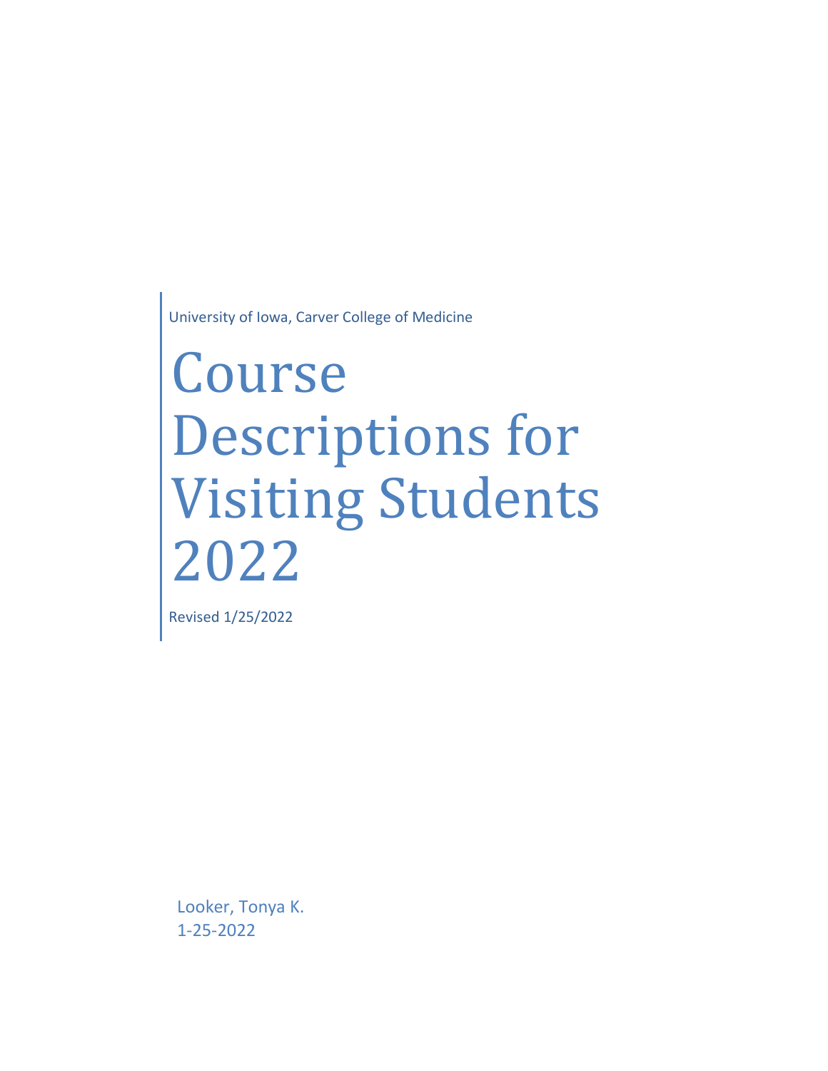University of Iowa, Carver College of Medicine

# Course Descriptions for Visiting Students 2022

Revised 1/25/2022

Looker, Tonya K.
1-25-2022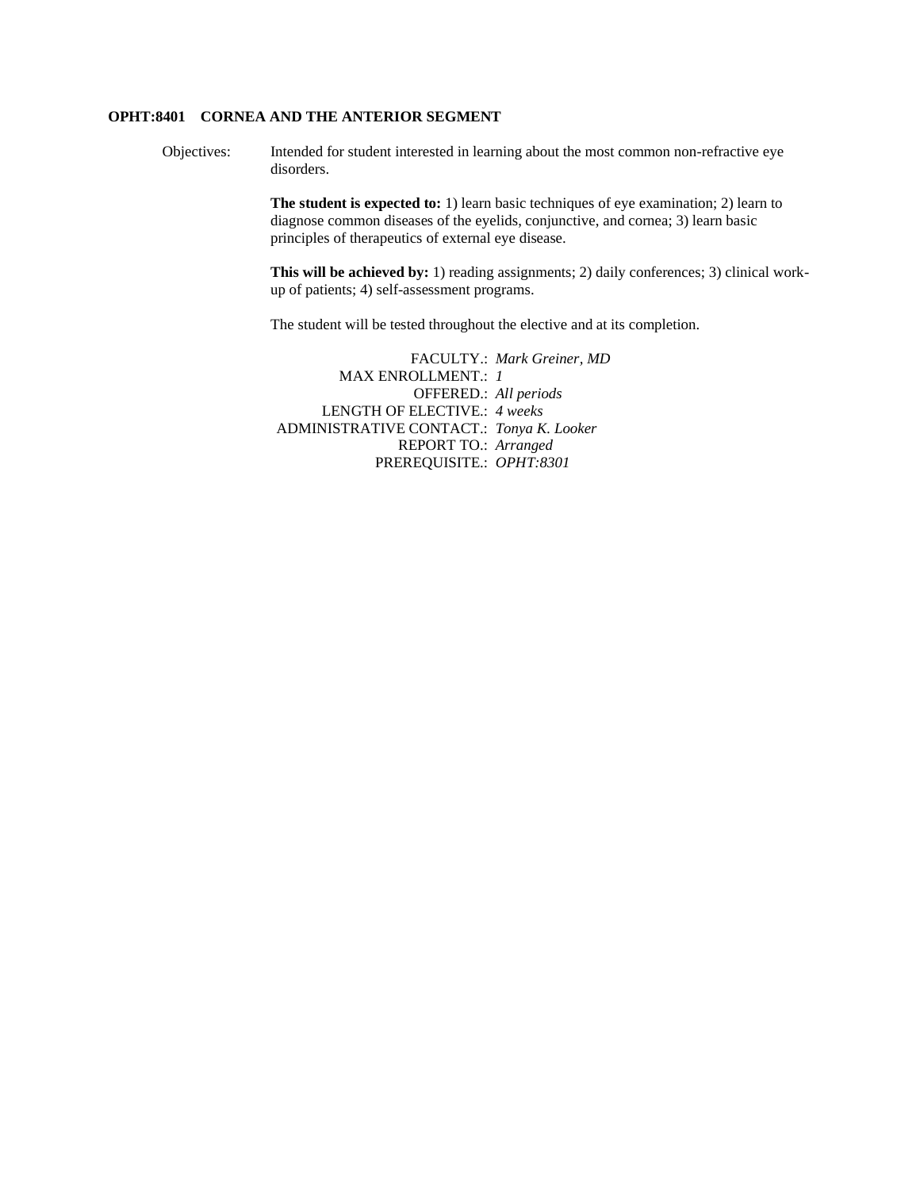### OPHT:8401 CORNEA AND THE ANTERIOR SEGMENT

Objectives: Intended for student interested in learning about the most common non-refractive eye disorders.

**The student is expected to:** 1) learn basic techniques of eye examination; 2) learn to diagnose common diseases of the eyelids, conjunctive, and cornea; 3) learn basic principles of therapeutics of external eye disease.

**This will be achieved by:** 1) reading assignments; 2) daily conferences; 3) clinical work-up of patients; 4) self-assessment programs.

The student will be tested throughout the elective and at its completion.

FACULTY.: *Mark Greiner, MD*
MAX ENROLLMENT.: *1*
OFFERED.: *All periods*
LENGTH OF ELECTIVE.: *4 weeks*
ADMINISTRATIVE CONTACT.: *Tonya K. Looker*
REPORT TO.: *Arranged*
PREREQUISITE.: *OPHT:8301*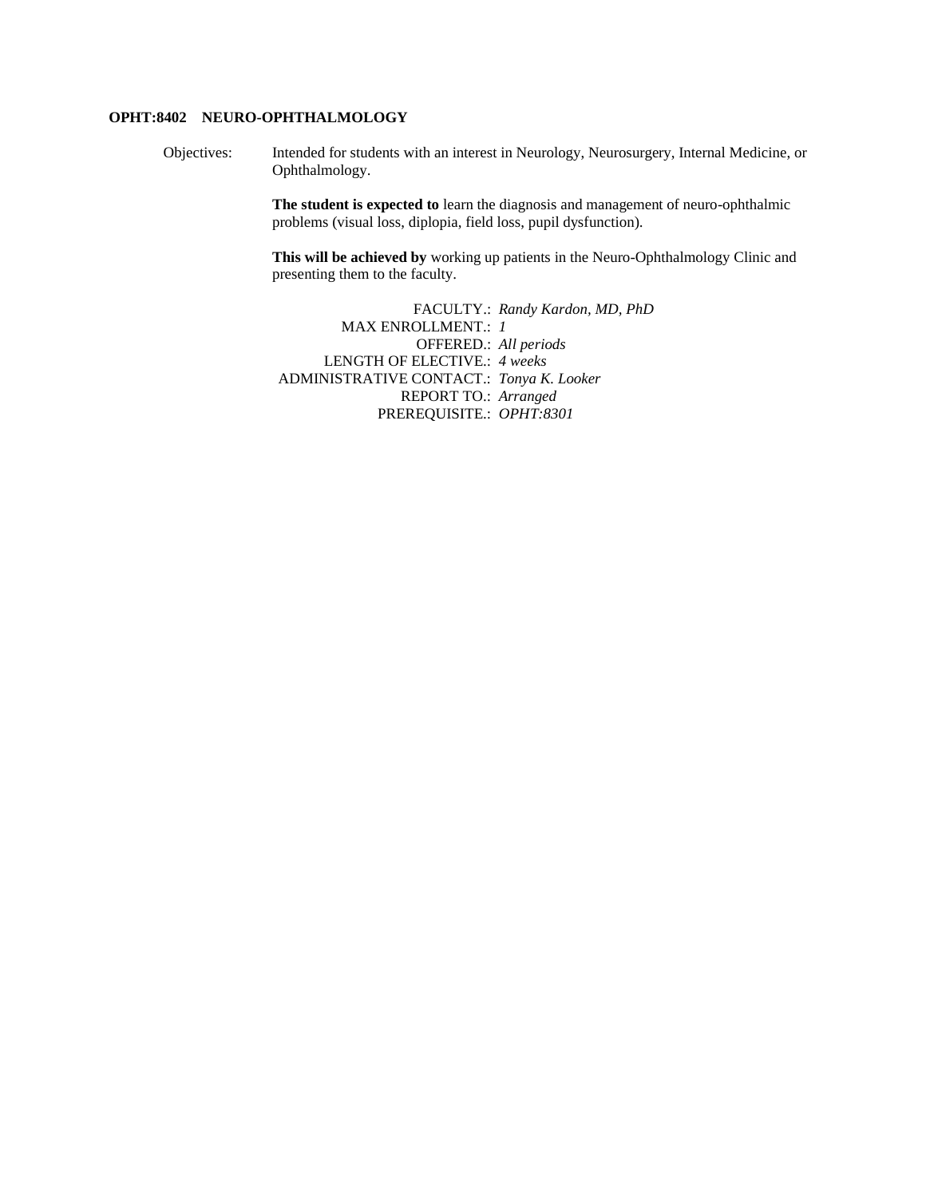**OPHT:8402 NEURO-OPHTHALMOLOGY**

Objectives: Intended for students with an interest in Neurology, Neurosurgery, Internal Medicine, or Ophthalmology.

**The student is expected to** learn the diagnosis and management of neuro-ophthalmic problems (visual loss, diplopia, field loss, pupil dysfunction).

**This will be achieved by** working up patients in the Neuro-Ophthalmology Clinic and presenting them to the faculty.

FACULTY.: *Randy Kardon, MD, PhD*
MAX ENROLLMENT.: *1*
OFFERED.: *All periods*
LENGTH OF ELECTIVE.: *4 weeks*
ADMINISTRATIVE CONTACT.: *Tonya K. Looker*
REPORT TO.: *Arranged*
PREREQUISITE.: *OPHT:8301*